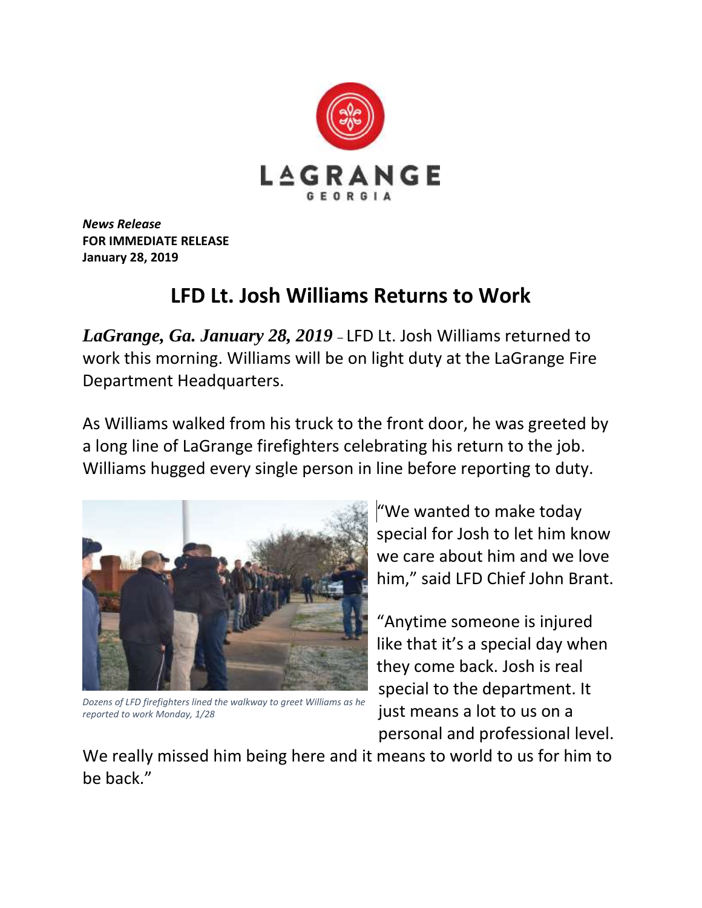LAGRANGE
GEORGIA

***News Release***
**FOR IMMEDIATE RELEASE**
**January 28, 2019**

# LFD Lt. Josh Williams Returns to Work

***LaGrange, Ga. January 28, 2019*** – LFD Lt. Josh Williams returned to work this morning. Williams will be on light duty at the LaGrange Fire Department Headquarters.

As Williams walked from his truck to the front door, he was greeted by a long line of LaGrange firefighters celebrating his return to the job. Williams hugged every single person in line before reporting to duty.

*Dozens of LFD firefighters lined the walkway to greet Williams as he reported to work Monday, 1/28*

"We wanted to make today special for Josh to let him know we care about him and we love him," said LFD Chief John Brant.

"Anytime someone is injured like that it's a special day when they come back. Josh is real special to the department. It just means a lot to us on a personal and professional level. We really missed him being here and it means to world to us for him to be back."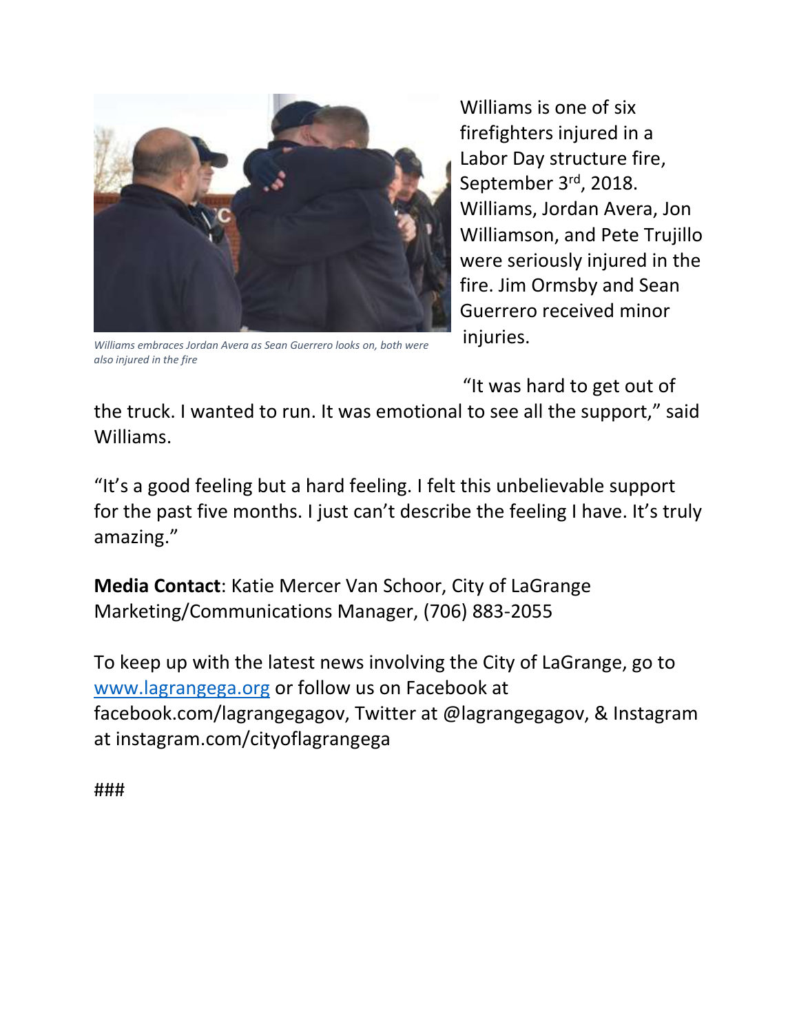*Williams embraces Jordan Avera as Sean Guerrero looks on, both were also injured in the fire*

Williams is one of six firefighters injured in a Labor Day structure fire, September 3rd, 2018. Williams, Jordan Avera, Jon Williamson, and Pete Trujillo were seriously injured in the fire. Jim Ormsby and Sean Guerrero received minor injuries.

"It was hard to get out of the truck. I wanted to run. It was emotional to see all the support," said Williams.

"It's a good feeling but a hard feeling. I felt this unbelievable support for the past five months. I just can't describe the feeling I have. It's truly amazing."

**Media Contact**: Katie Mercer Van Schoor, City of LaGrange Marketing/Communications Manager, (706) 883-2055

To keep up with the latest news involving the City of LaGrange, go to [www.lagrangega.org](http://www.lagrangega.org) or follow us on Facebook at facebook.com/lagrangegagov, Twitter at @lagrangegagov, & Instagram at instagram.com/cityoflagrangega

###